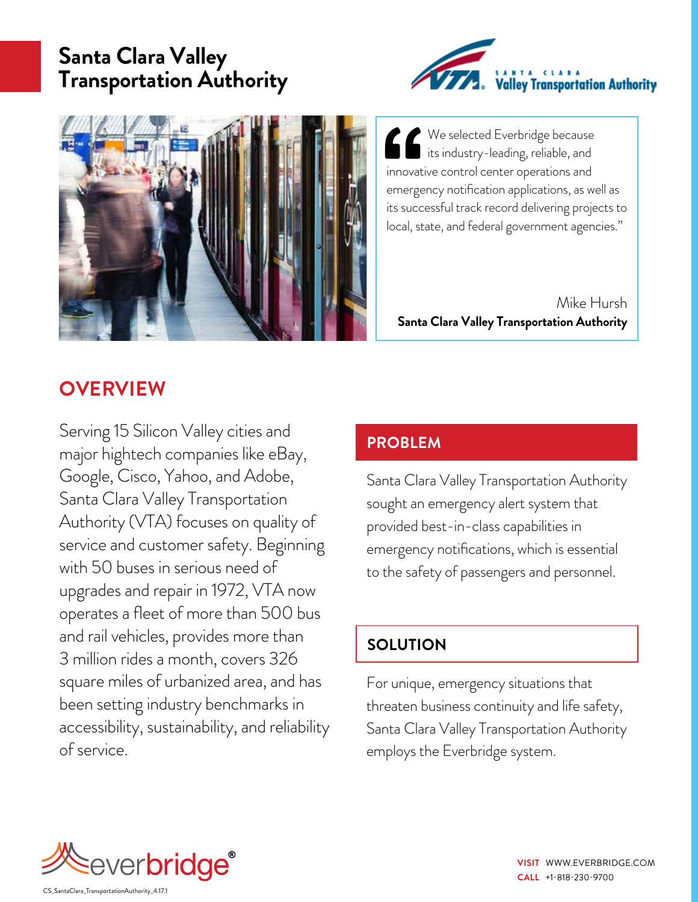# Santa Clara Valley Transportation Authority

> We selected Everbridge because its industry-leading, reliable, and innovative control center operations and emergency notification applications, as well as its successful track record delivering projects to local, state, and federal government agencies."
>
> Mike Hursh
> **Santa Clara Valley Transportation Authority**

## OVERVIEW

Serving 15 Silicon Valley cities and major hightech companies like eBay, Google, Cisco, Yahoo, and Adobe, Santa Clara Valley Transportation Authority (VTA) focuses on quality of service and customer safety. Beginning with 50 buses in serious need of upgrades and repair in 1972, VTA now operates a fleet of more than 500 bus and rail vehicles, provides more than 3 million rides a month, covers 326 square miles of urbanized area, and has been setting industry benchmarks in accessibility, sustainability, and reliability of service.

## PROBLEM

Santa Clara Valley Transportation Authority sought an emergency alert system that provided best-in-class capabilities in emergency notifications, which is essential to the safety of passengers and personnel.

## SOLUTION

For unique, emergency situations that threaten business continuity and life safety, Santa Clara Valley Transportation Authority employs the Everbridge system.

**VISIT** WWW.EVERBRIDGE.COM
**CALL** +1-818-230-9700

CS_SantaClara_TransportationAuthority_4.17.1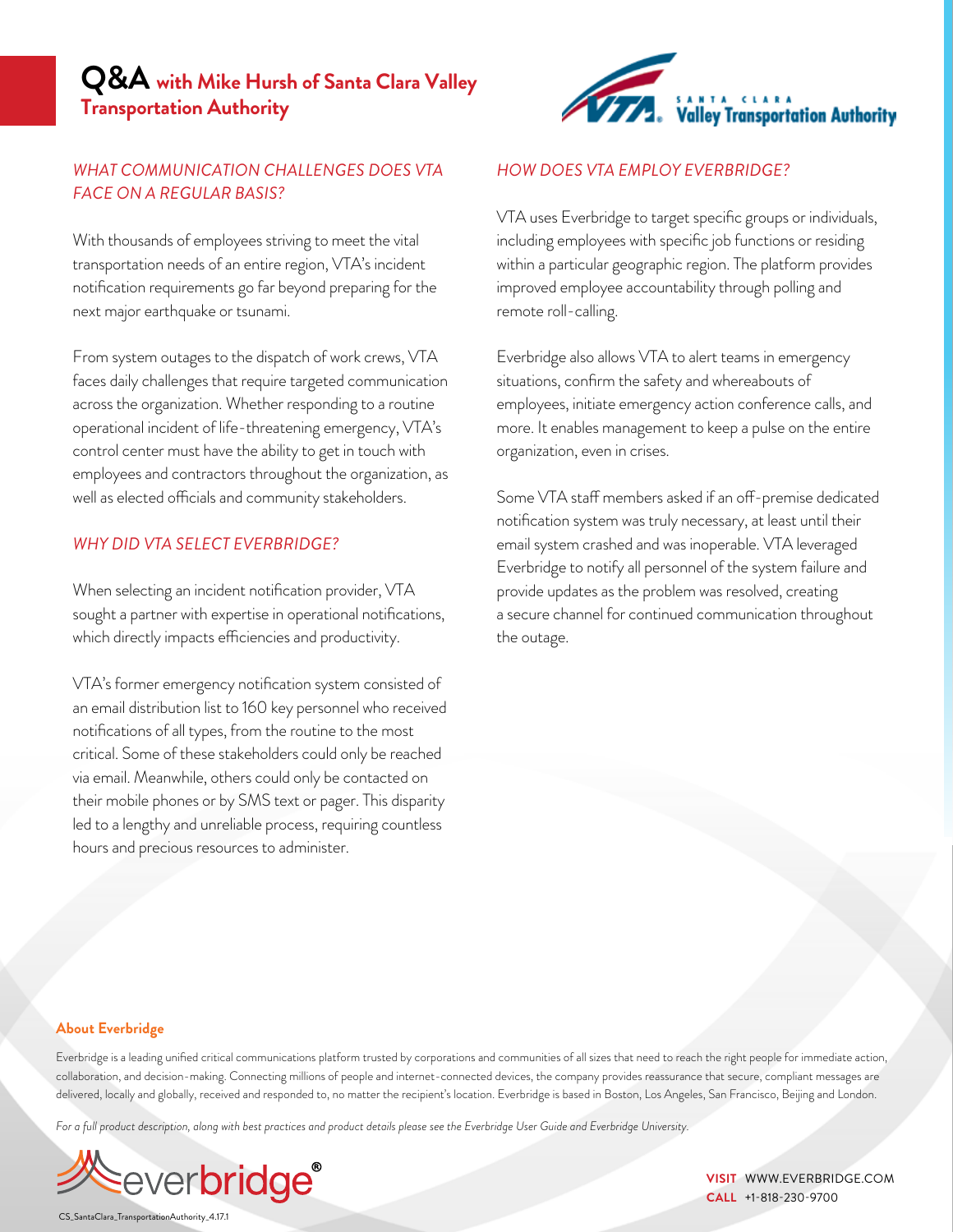# Q&A with Mike Hursh of Santa Clara Valley Transportation Authority

*WHAT COMMUNICATION CHALLENGES DOES VTA FACE ON A REGULAR BASIS?*

With thousands of employees striving to meet the vital transportation needs of an entire region, VTA's incident notification requirements go far beyond preparing for the next major earthquake or tsunami.

From system outages to the dispatch of work crews, VTA faces daily challenges that require targeted communication across the organization. Whether responding to a routine operational incident of life-threatening emergency, VTA's control center must have the ability to get in touch with employees and contractors throughout the organization, as well as elected officials and community stakeholders.

*WHY DID VTA SELECT EVERBRIDGE?*

When selecting an incident notification provider, VTA sought a partner with expertise in operational notifications, which directly impacts efficiencies and productivity.

VTA's former emergency notification system consisted of an email distribution list to 160 key personnel who received notifications of all types, from the routine to the most critical. Some of these stakeholders could only be reached via email. Meanwhile, others could only be contacted on their mobile phones or by SMS text or pager. This disparity led to a lengthy and unreliable process, requiring countless hours and precious resources to administer.

*HOW DOES VTA EMPLOY EVERBRIDGE?*

VTA uses Everbridge to target specific groups or individuals, including employees with specific job functions or residing within a particular geographic region. The platform provides improved employee accountability through polling and remote roll-calling.

Everbridge also allows VTA to alert teams in emergency situations, confirm the safety and whereabouts of employees, initiate emergency action conference calls, and more. It enables management to keep a pulse on the entire organization, even in crises.

Some VTA staff members asked if an off-premise dedicated notification system was truly necessary, at least until their email system crashed and was inoperable. VTA leveraged Everbridge to notify all personnel of the system failure and provide updates as the problem was resolved, creating a secure channel for continued communication throughout the outage.

**About Everbridge**

Everbridge is a leading unified critical communications platform trusted by corporations and communities of all sizes that need to reach the right people for immediate action, collaboration, and decision-making. Connecting millions of people and internet-connected devices, the company provides reassurance that secure, compliant messages are delivered, locally and globally, received and responded to, no matter the recipient's location. Everbridge is based in Boston, Los Angeles, San Francisco, Beijing and London.

*For a full product description, along with best practices and product details please see the Everbridge User Guide and Everbridge University.*

**VISIT** WWW.EVERBRIDGE.COM
**CALL** +1-818-230-9700

CS_SantaClara_TransportationAuthority_4.17.1